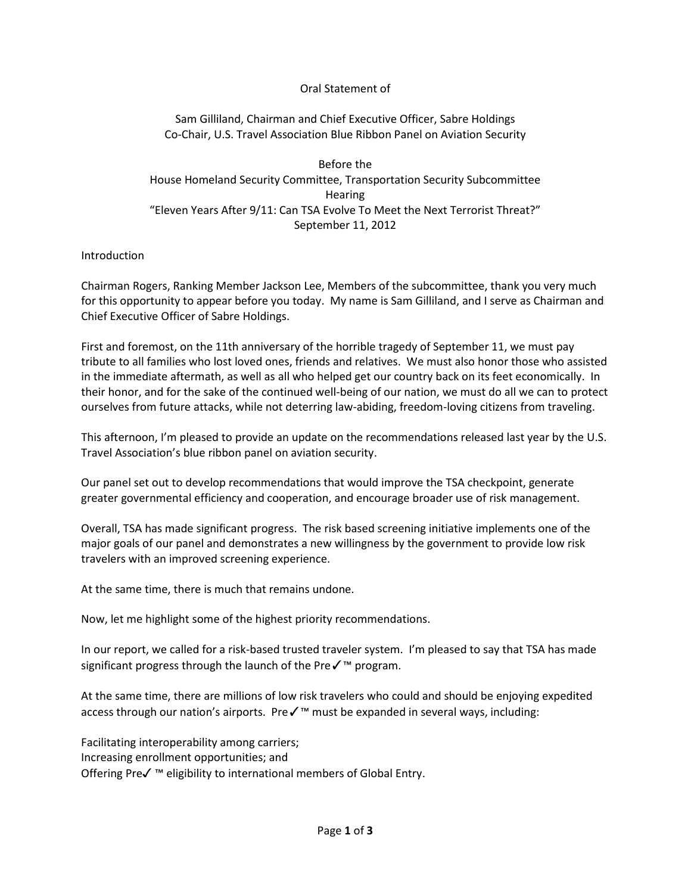Oral Statement of

Sam Gilliland, Chairman and Chief Executive Officer, Sabre Holdings
Co-Chair, U.S. Travel Association Blue Ribbon Panel on Aviation Security

Before the
House Homeland Security Committee, Transportation Security Subcommittee
Hearing
"Eleven Years After 9/11: Can TSA Evolve To Meet the Next Terrorist Threat?"
September 11, 2012

## Introduction

Chairman Rogers, Ranking Member Jackson Lee, Members of the subcommittee, thank you very much for this opportunity to appear before you today. My name is Sam Gilliland, and I serve as Chairman and Chief Executive Officer of Sabre Holdings.

First and foremost, on the 11th anniversary of the horrible tragedy of September 11, we must pay tribute to all families who lost loved ones, friends and relatives. We must also honor those who assisted in the immediate aftermath, as well as all who helped get our country back on its feet economically. In their honor, and for the sake of the continued well-being of our nation, we must do all we can to protect ourselves from future attacks, while not deterring law-abiding, freedom-loving citizens from traveling.

This afternoon, I'm pleased to provide an update on the recommendations released last year by the U.S. Travel Association's blue ribbon panel on aviation security.

Our panel set out to develop recommendations that would improve the TSA checkpoint, generate greater governmental efficiency and cooperation, and encourage broader use of risk management.

Overall, TSA has made significant progress. The risk based screening initiative implements one of the major goals of our panel and demonstrates a new willingness by the government to provide low risk travelers with an improved screening experience.

At the same time, there is much that remains undone.

Now, let me highlight some of the highest priority recommendations.

In our report, we called for a risk-based trusted traveler system. I'm pleased to say that TSA has made significant progress through the launch of the Pre✓™ program.

At the same time, there are millions of low risk travelers who could and should be enjoying expedited access through our nation's airports. Pre✓™ must be expanded in several ways, including:

Facilitating interoperability among carriers;
Increasing enrollment opportunities; and
Offering Pre✓ ™ eligibility to international members of Global Entry.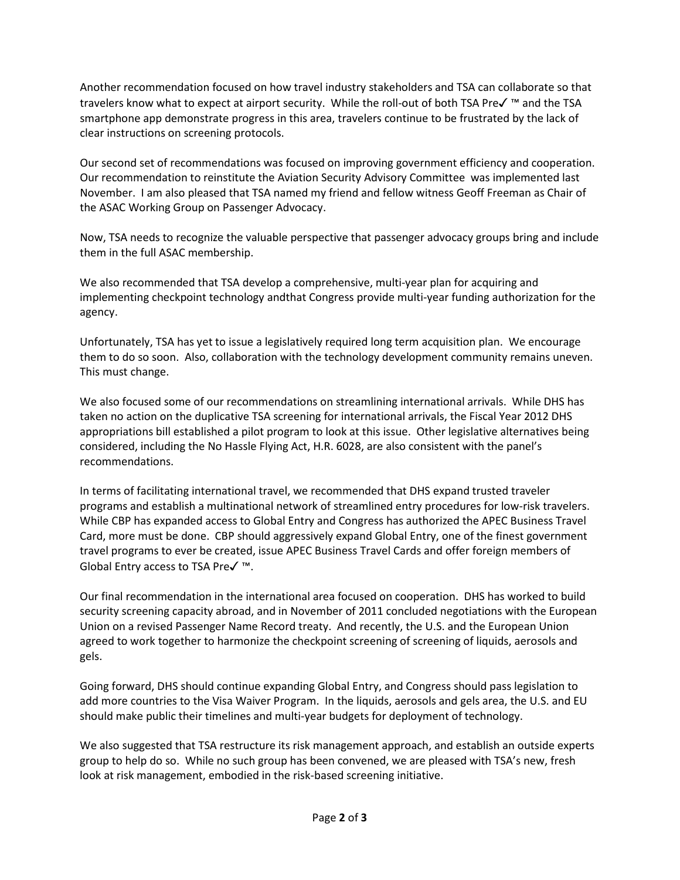Another recommendation focused on how travel industry stakeholders and TSA can collaborate so that travelers know what to expect at airport security. While the roll-out of both TSA Pre✓ ™ and the TSA smartphone app demonstrate progress in this area, travelers continue to be frustrated by the lack of clear instructions on screening protocols.

Our second set of recommendations was focused on improving government efficiency and cooperation. Our recommendation to reinstitute the Aviation Security Advisory Committee was implemented last November. I am also pleased that TSA named my friend and fellow witness Geoff Freeman as Chair of the ASAC Working Group on Passenger Advocacy.

Now, TSA needs to recognize the valuable perspective that passenger advocacy groups bring and include them in the full ASAC membership.

We also recommended that TSA develop a comprehensive, multi-year plan for acquiring and implementing checkpoint technology andthat Congress provide multi-year funding authorization for the agency.

Unfortunately, TSA has yet to issue a legislatively required long term acquisition plan. We encourage them to do so soon. Also, collaboration with the technology development community remains uneven. This must change.

We also focused some of our recommendations on streamlining international arrivals. While DHS has taken no action on the duplicative TSA screening for international arrivals, the Fiscal Year 2012 DHS appropriations bill established a pilot program to look at this issue. Other legislative alternatives being considered, including the No Hassle Flying Act, H.R. 6028, are also consistent with the panel's recommendations.

In terms of facilitating international travel, we recommended that DHS expand trusted traveler programs and establish a multinational network of streamlined entry procedures for low-risk travelers. While CBP has expanded access to Global Entry and Congress has authorized the APEC Business Travel Card, more must be done. CBP should aggressively expand Global Entry, one of the finest government travel programs to ever be created, issue APEC Business Travel Cards and offer foreign members of Global Entry access to TSA Pre✓ ™.

Our final recommendation in the international area focused on cooperation. DHS has worked to build security screening capacity abroad, and in November of 2011 concluded negotiations with the European Union on a revised Passenger Name Record treaty. And recently, the U.S. and the European Union agreed to work together to harmonize the checkpoint screening of screening of liquids, aerosols and gels.

Going forward, DHS should continue expanding Global Entry, and Congress should pass legislation to add more countries to the Visa Waiver Program. In the liquids, aerosols and gels area, the U.S. and EU should make public their timelines and multi-year budgets for deployment of technology.

We also suggested that TSA restructure its risk management approach, and establish an outside experts group to help do so. While no such group has been convened, we are pleased with TSA's new, fresh look at risk management, embodied in the risk-based screening initiative.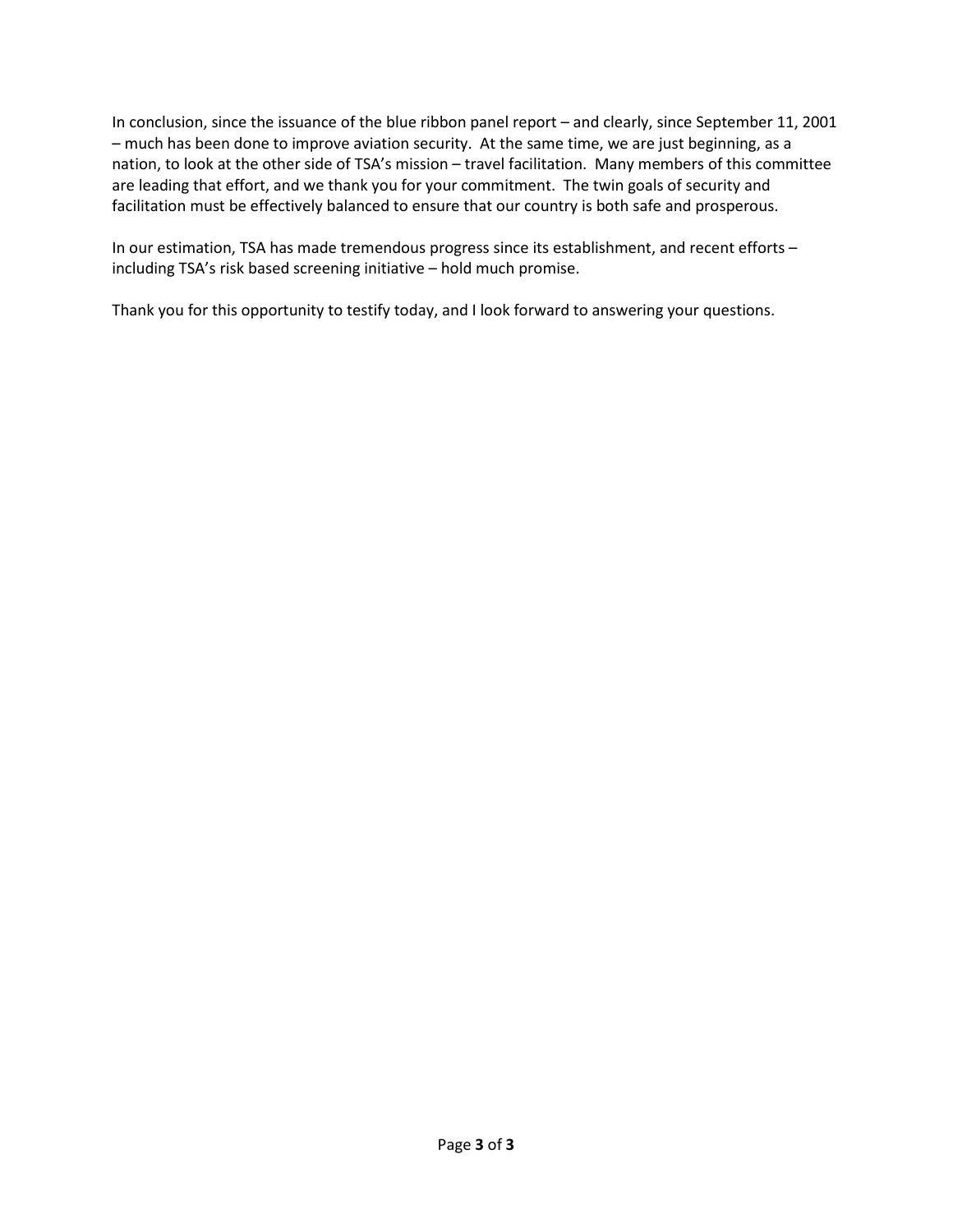In conclusion, since the issuance of the blue ribbon panel report – and clearly, since September 11, 2001 – much has been done to improve aviation security. At the same time, we are just beginning, as a nation, to look at the other side of TSA's mission – travel facilitation. Many members of this committee are leading that effort, and we thank you for your commitment. The twin goals of security and facilitation must be effectively balanced to ensure that our country is both safe and prosperous.

In our estimation, TSA has made tremendous progress since its establishment, and recent efforts – including TSA's risk based screening initiative – hold much promise.

Thank you for this opportunity to testify today, and I look forward to answering your questions.